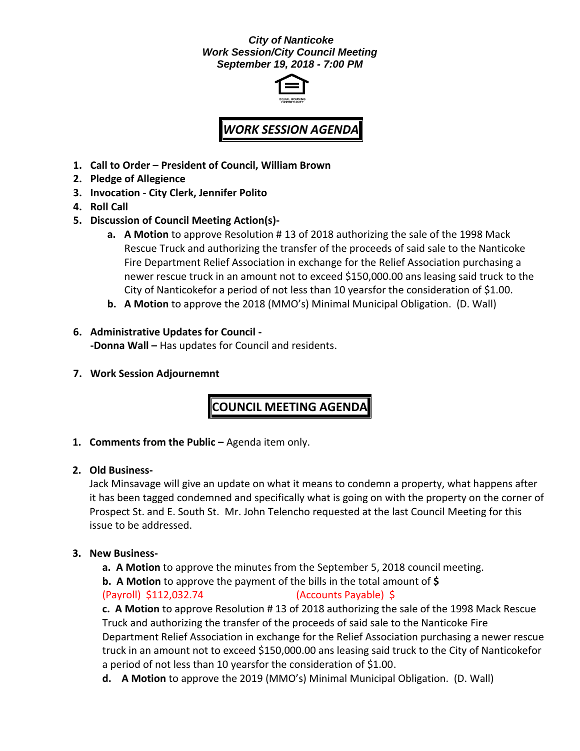***City of Nanticoke***
***Work Session/City Council Meeting***
***September 19, 2018 - 7:00 PM***

# *WORK SESSION AGENDA*

1. **Call to Order – President of Council, William Brown**
2. **Pledge of Allegience**
3. **Invocation - City Clerk, Jennifer Polito**
4. **Roll Call**
5. **Discussion of Council Meeting Action(s)-**
   - **a. A Motion** to approve Resolution # 13 of 2018 authorizing the sale of the 1998 Mack Rescue Truck and authorizing the transfer of the proceeds of said sale to the Nanticoke Fire Department Relief Association in exchange for the Relief Association purchasing a newer rescue truck in an amount not to exceed $150,000.00 ans leasing said truck to the City of Nanticokefor a period of not less than 10 yearsfor the consideration of $1.00.
   - **b. A Motion** to approve the 2018 (MMO's) Minimal Municipal Obligation. (D. Wall)
6. **Administrative Updates for Council -**
   **-Donna Wall –** Has updates for Council and residents.
7. **Work Session Adjournemnt**

# COUNCIL MEETING AGENDA

1. **Comments from the Public –** Agenda item only.

2. **Old Business-**
   Jack Minsavage will give an update on what it means to condemn a property, what happens after it has been tagged condemned and specifically what is going on with the property on the corner of Prospect St. and E. South St. Mr. John Telencho requested at the last Council Meeting for this issue to be addressed.

3. **New Business-**
   - **a. A Motion** to approve the minutes from the September 5, 2018 council meeting.
   - **b. A Motion** to approve the payment of the bills in the total amount of **$**
     (Payroll) $112,032.74 (Accounts Payable) $
   - **c. A Motion** to approve Resolution # 13 of 2018 authorizing the sale of the 1998 Mack Rescue Truck and authorizing the transfer of the proceeds of said sale to the Nanticoke Fire Department Relief Association in exchange for the Relief Association purchasing a newer rescue truck in an amount not to exceed $150,000.00 ans leasing said truck to the City of Nanticokefor a period of not less than 10 yearsfor the consideration of $1.00.
   - **d. A Motion** to approve the 2019 (MMO's) Minimal Municipal Obligation. (D. Wall)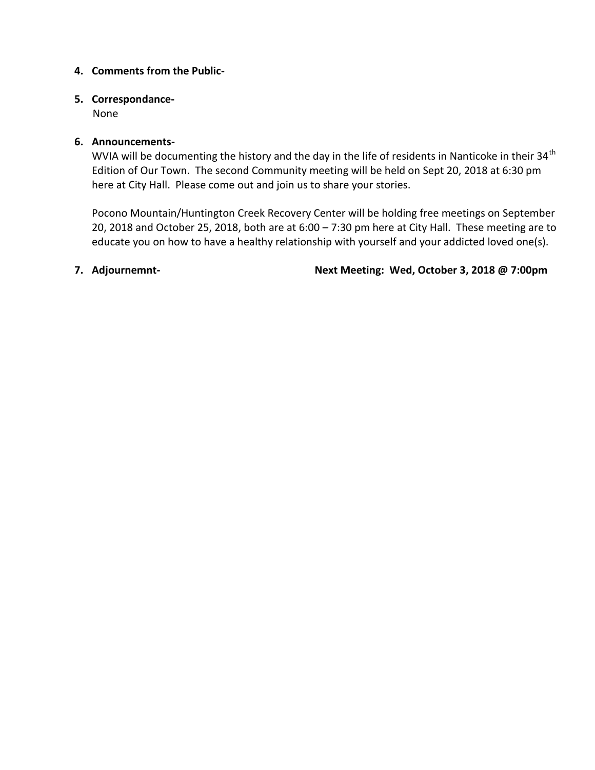**4. Comments from the Public-**

**5. Correspondance-**

None

**6. Announcements-**

WVIA will be documenting the history and the day in the life of residents in Nanticoke in their 34th Edition of Our Town. The second Community meeting will be held on Sept 20, 2018 at 6:30 pm here at City Hall. Please come out and join us to share your stories.

Pocono Mountain/Huntington Creek Recovery Center will be holding free meetings on September 20, 2018 and October 25, 2018, both are at 6:00 – 7:30 pm here at City Hall. These meeting are to educate you on how to have a healthy relationship with yourself and your addicted loved one(s).

**7. Adjournemnt-** **Next Meeting: Wed, October 3, 2018 @ 7:00pm**